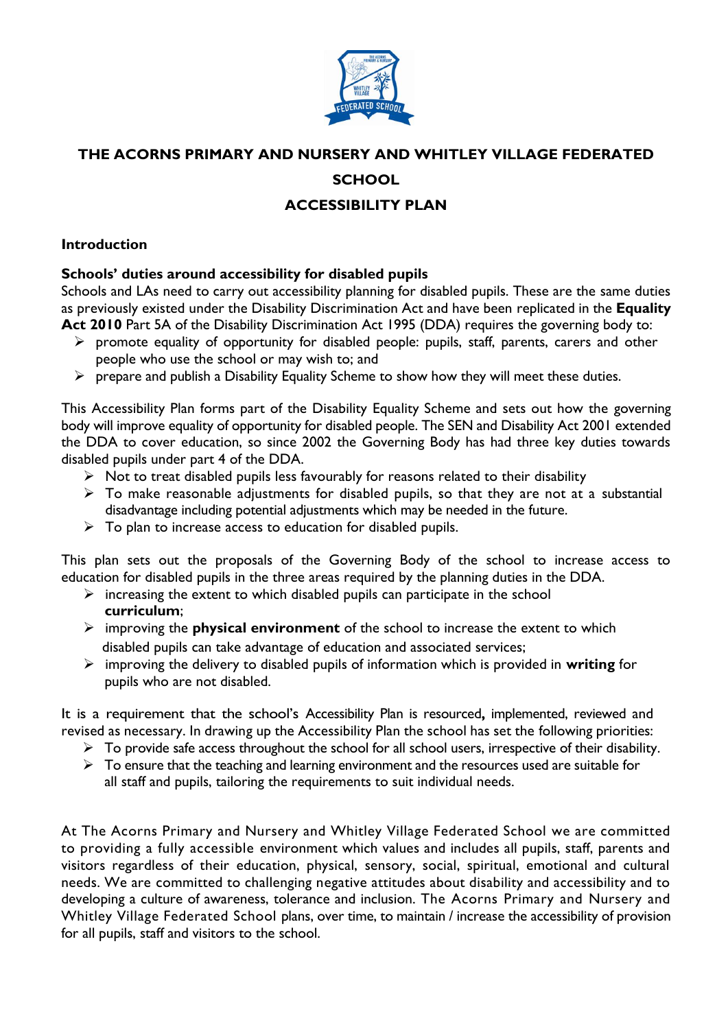# THE ACORNS PRIMARY AND NURSERY AND WHITLEY VILLAGE FEDERATED SCHOOL

# ACCESSIBILITY PLAN

## Introduction

### Schools' duties around accessibility for disabled pupils

Schools and LAs need to carry out accessibility planning for disabled pupils. These are the same duties as previously existed under the Disability Discrimination Act and have been replicated in the **Equality Act 2010** Part 5A of the Disability Discrimination Act 1995 (DDA) requires the governing body to:

- promote equality of opportunity for disabled people: pupils, staff, parents, carers and other people who use the school or may wish to; and
- prepare and publish a Disability Equality Scheme to show how they will meet these duties.

This Accessibility Plan forms part of the Disability Equality Scheme and sets out how the governing body will improve equality of opportunity for disabled people. The SEN and Disability Act 2001 extended the DDA to cover education, so since 2002 the Governing Body has had three key duties towards disabled pupils under part 4 of the DDA.

- Not to treat disabled pupils less favourably for reasons related to their disability
- To make reasonable adjustments for disabled pupils, so that they are not at a substantial disadvantage including potential adjustments which may be needed in the future.
- To plan to increase access to education for disabled pupils.

This plan sets out the proposals of the Governing Body of the school to increase access to education for disabled pupils in the three areas required by the planning duties in the DDA.

- increasing the extent to which disabled pupils can participate in the school **curriculum**;
- improving the **physical environment** of the school to increase the extent to which disabled pupils can take advantage of education and associated services;
- improving the delivery to disabled pupils of information which is provided in **writing** for pupils who are not disabled.

It is a requirement that the school's Accessibility Plan is resourced**,** implemented, reviewed and revised as necessary. In drawing up the Accessibility Plan the school has set the following priorities:

- To provide safe access throughout the school for all school users, irrespective of their disability.
- To ensure that the teaching and learning environment and the resources used are suitable for all staff and pupils, tailoring the requirements to suit individual needs.

At The Acorns Primary and Nursery and Whitley Village Federated School we are committed to providing a fully accessible environment which values and includes all pupils, staff, parents and visitors regardless of their education, physical, sensory, social, spiritual, emotional and cultural needs. We are committed to challenging negative attitudes about disability and accessibility and to developing a culture of awareness, tolerance and inclusion. The Acorns Primary and Nursery and Whitley Village Federated School plans, over time, to maintain / increase the accessibility of provision for all pupils, staff and visitors to the school.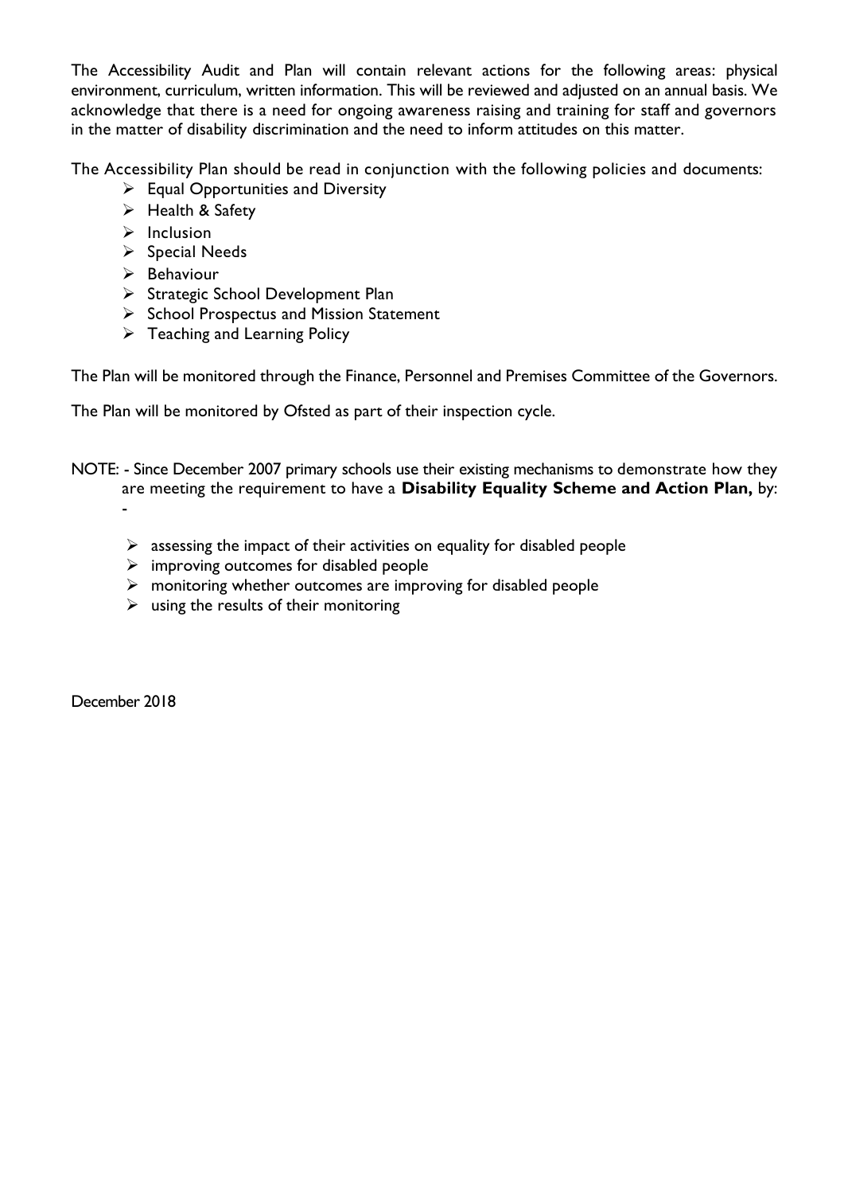The Accessibility Audit and Plan will contain relevant actions for the following areas: physical environment, curriculum, written information. This will be reviewed and adjusted on an annual basis. We acknowledge that there is a need for ongoing awareness raising and training for staff and governors in the matter of disability discrimination and the need to inform attitudes on this matter.

The Accessibility Plan should be read in conjunction with the following policies and documents:

- Equal Opportunities and Diversity
- Health & Safety
- Inclusion
- Special Needs
- Behaviour
- Strategic School Development Plan
- School Prospectus and Mission Statement
- Teaching and Learning Policy

The Plan will be monitored through the Finance, Personnel and Premises Committee of the Governors.

The Plan will be monitored by Ofsted as part of their inspection cycle.

NOTE: - Since December 2007 primary schools use their existing mechanisms to demonstrate how they are meeting the requirement to have a **Disability Equality Scheme and Action Plan,** by: -

- assessing the impact of their activities on equality for disabled people
- improving outcomes for disabled people
- monitoring whether outcomes are improving for disabled people
- using the results of their monitoring

December 2018